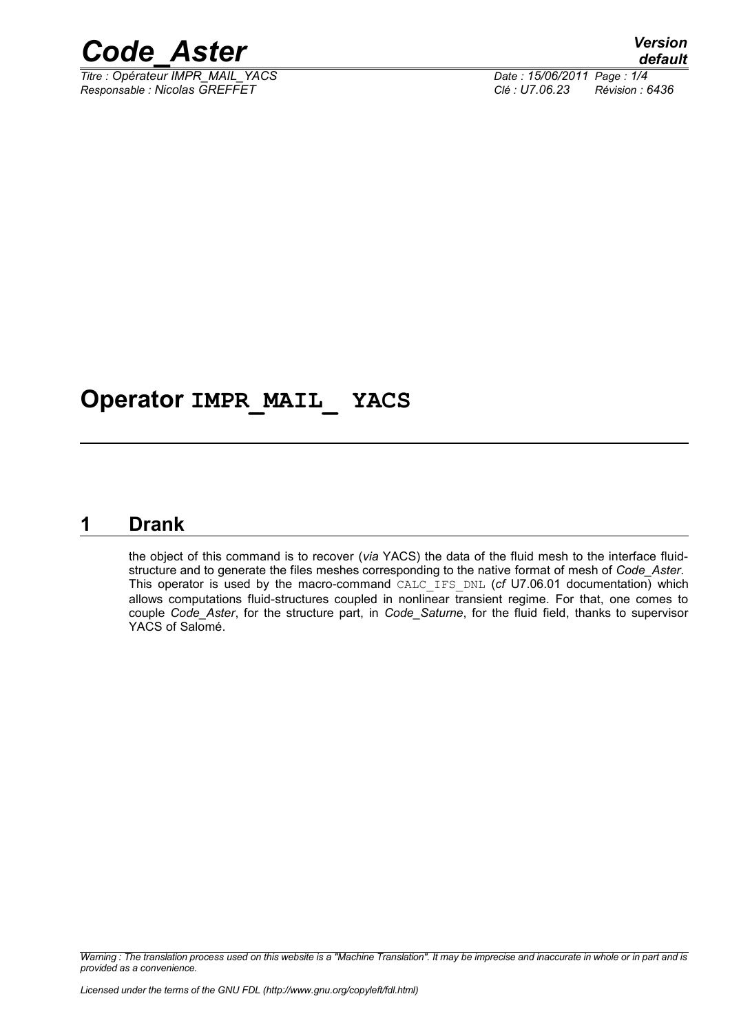# Operator IMPR_MAIL_ YACS

## 1 Drank

the object of this command is to recover (*via* YACS) the data of the fluid mesh to the interface fluid-structure and to generate the files meshes corresponding to the native format of mesh of *Code_Aster*. This operator is used by the macro-command CALC_IFS_DNL (*cf* U7.06.01 documentation) which allows computations fluid-structures coupled in nonlinear transient regime. For that, one comes to couple *Code_Aster*, for the structure part, in *Code_Saturne*, for the fluid field, thanks to supervisor YACS of Salomé.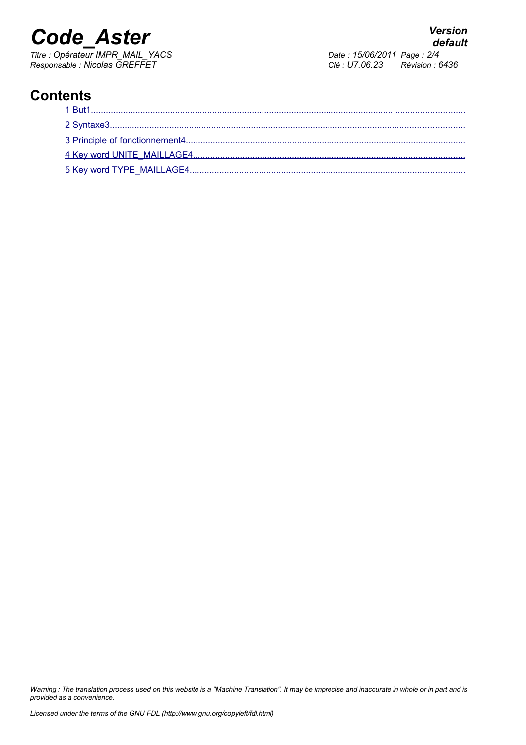## Contents

1 But1
2 Syntaxe3
3 Principle of fonctionnement4
4 Key word UNITE_MAILLAGE4
5 Key word TYPE_MAILLAGE4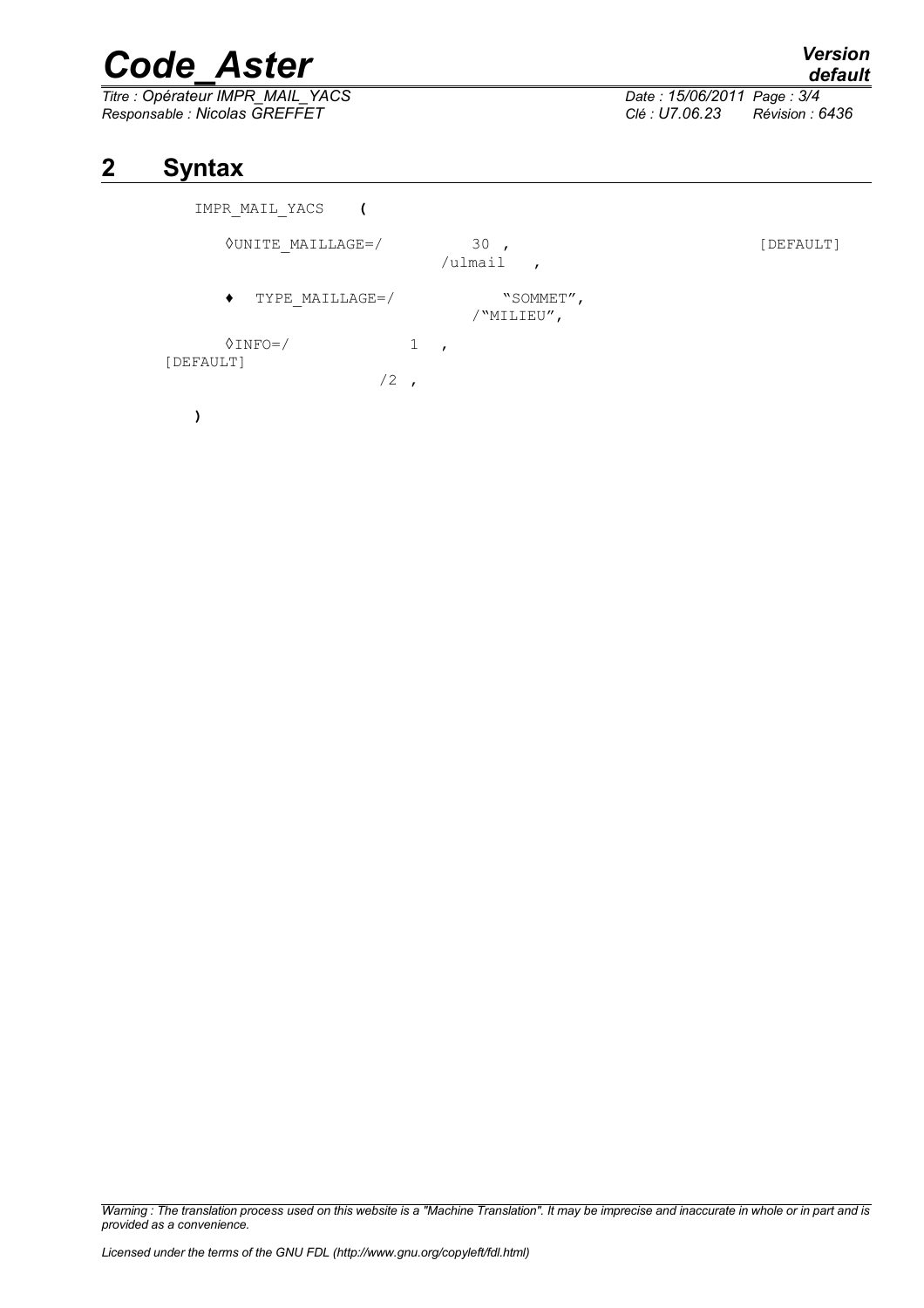## 2 Syntax

```
IMPR_MAIL_YACS    (

    ◊UNITE_MAILLAGE=/        30 ,                        [DEFAULT]
                            /ulmail   ,

    ♦  TYPE_MAILLAGE=/          "SOMMET",
                               /"MILIEU",

    ◊INFO=/             1   ,                            [DEFAULT]
                       /2 ,

)
```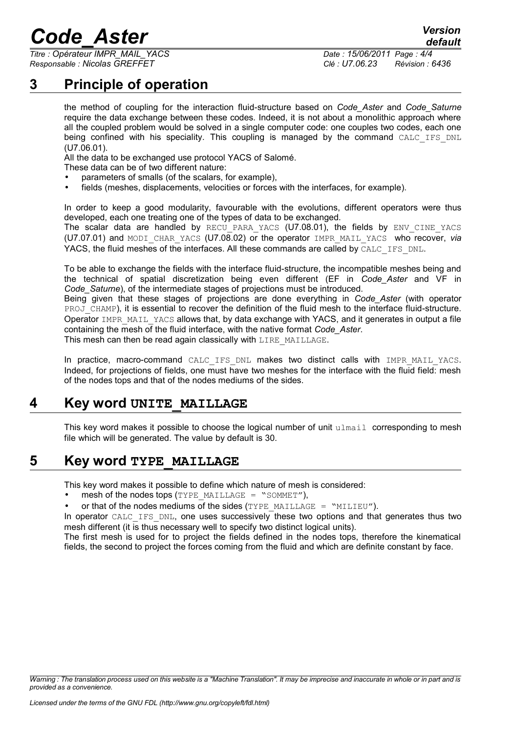# 3 Principle of operation

the method of coupling for the interaction fluid-structure based on *Code_Aster* and *Code_Saturne* require the data exchange between these codes. Indeed, it is not about a monolithic approach where all the coupled problem would be solved in a single computer code: one couples two codes, each one being confined with his speciality. This coupling is managed by the command `CALC_IFS_DNL` (U7.06.01).

All the data to be exchanged use protocol YACS of Salomé.

These data can be of two different nature:

- parameters of smalls (of the scalars, for example),
- fields (meshes, displacements, velocities or forces with the interfaces, for example).

In order to keep a good modularity, favourable with the evolutions, different operators were thus developed, each one treating one of the types of data to be exchanged.

The scalar data are handled by `RECU_PARA_YACS` (U7.08.01), the fields by `ENV_CINE_YACS` (U7.07.01) and `MODI_CHAR_YACS` (U7.08.02) or the operator `IMPR_MAIL_YACS` who recover, *via* YACS, the fluid meshes of the interfaces. All these commands are called by `CALC_IFS_DNL`.

To be able to exchange the fields with the interface fluid-structure, the incompatible meshes being and the technical of spatial discretization being even different (EF in *Code_Aster* and VF in *Code_Saturne*), of the intermediate stages of projections must be introduced.

Being given that these stages of projections are done everything in *Code_Aster* (with operator `PROJ_CHAMP`), it is essential to recover the definition of the fluid mesh to the interface fluid-structure. Operator `IMPR_MAIL_YACS` allows that, by data exchange with YACS, and it generates in output a file containing the mesh of the fluid interface, with the native format *Code_Aster*.

This mesh can then be read again classically with `LIRE_MAILLAGE`.

In practice, macro-command `CALC_IFS_DNL` makes two distinct calls with `IMPR_MAIL_YACS`. Indeed, for projections of fields, one must have two meshes for the interface with the fluid field: mesh of the nodes tops and that of the nodes mediums of the sides.

# 4 Key word UNITE_MAILLAGE

This key word makes it possible to choose the logical number of unit `ulmail` corresponding to mesh file which will be generated. The value by default is 30.

# 5 Key word TYPE_MAILLAGE

This key word makes it possible to define which nature of mesh is considered:

- mesh of the nodes tops (`TYPE_MAILLAGE = "SOMMET"`),
- or that of the nodes mediums of the sides (`TYPE_MAILLAGE = "MILIEU"`).

In operator `CALC_IFS_DNL`, one uses successively these two options and that generates thus two mesh different (it is thus necessary well to specify two distinct logical units).

The first mesh is used for to project the fields defined in the nodes tops, therefore the kinematical fields, the second to project the forces coming from the fluid and which are definite constant by face.